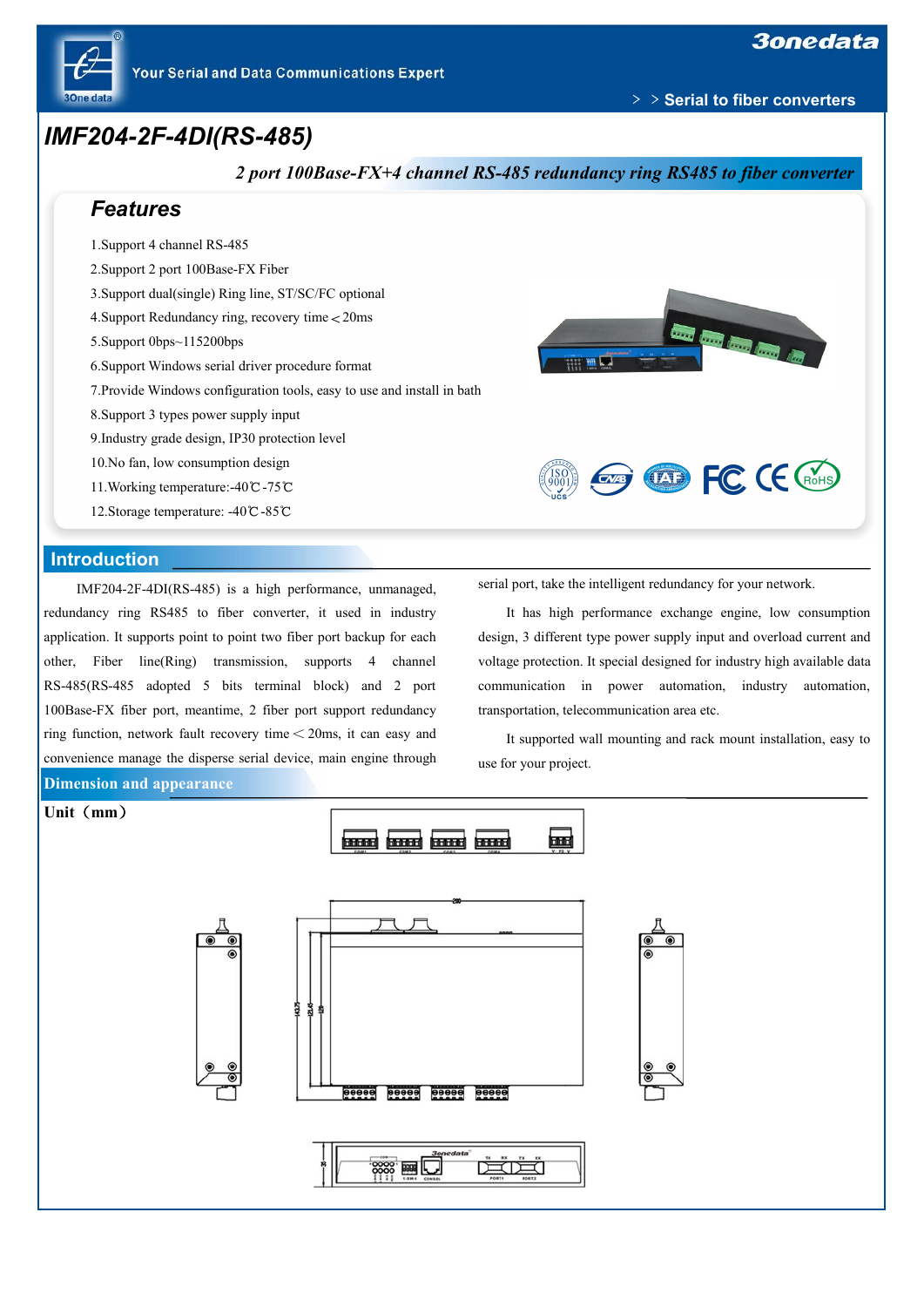# IMF204-2F-4DI(RS-485)

***2 port 100Base-FX+4 channel RS-485 redundancy ring RS485 to fiber converter***

## Features

1.Support 4 channel RS-485
2.Support 2 port 100Base-FX Fiber
3.Support dual(single) Ring line, ST/SC/FC optional
4.Support Redundancy ring, recovery time＜20ms
5.Support 0bps~115200bps
6.Support Windows serial driver procedure format
7.Provide Windows configuration tools, easy to use and install in bath
8.Support 3 types power supply input
9.Industry grade design, IP30 protection level
10.No fan, low consumption design
11.Working temperature:-40℃-75℃
12.Storage temperature: -40℃-85℃

## Introduction

IMF204-2F-4DI(RS-485) is a high performance, unmanaged, redundancy ring RS485 to fiber converter, it used in industry application. It supports point to point two fiber port backup for each other, Fiber line(Ring) transmission, supports 4 channel RS-485(RS-485 adopted 5 bits terminal block) and 2 port 100Base-FX fiber port, meantime, 2 fiber port support redundancy ring function, network fault recovery time＜20ms, it can easy and convenience manage the disperse serial device, main engine through serial port, take the intelligent redundancy for your network.

It has high performance exchange engine, low consumption design, 3 different type power supply input and overload current and voltage protection. It special designed for industry high available data communication in power automation, industry automation, transportation, telecommunication area etc.

It supported wall mounting and rack mount installation, easy to use for your project.

## Dimension and appearance

**Unit（mm）**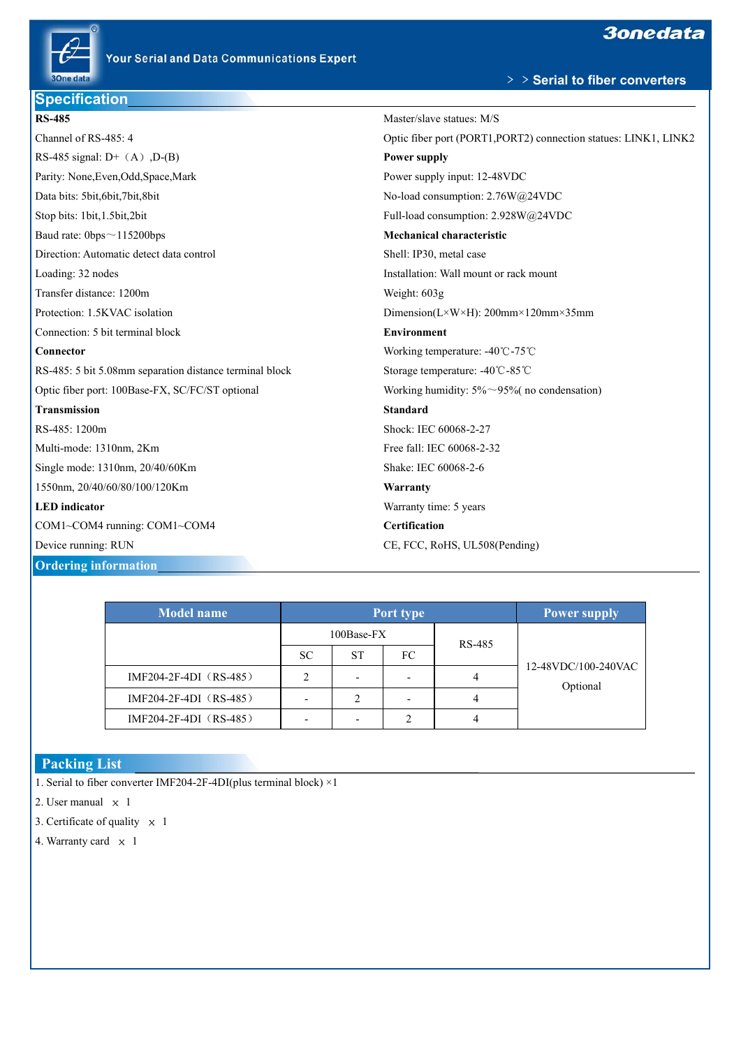## Specification

**RS-485**

Channel of RS-485: 4

RS-485 signal: D+（A）,D-(B)

Parity: None,Even,Odd,Space,Mark

Data bits: 5bit,6bit,7bit,8bit

Stop bits: 1bit,1.5bit,2bit

Baud rate: 0bps～115200bps

Direction: Automatic detect data control

Loading: 32 nodes

Transfer distance: 1200m

Protection: 1.5KVAC isolation

Connection: 5 bit terminal block

**Connector**

RS-485: 5 bit 5.08mm separation distance terminal block

Optic fiber port: 100Base-FX, SC/FC/ST optional

**Transmission**

RS-485: 1200m

Multi-mode: 1310nm, 2Km

Single mode: 1310nm, 20/40/60Km

1550nm, 20/40/60/80/100/120Km

**LED indicator**

COM1~COM4 running: COM1~COM4

Device running: RUN

Master/slave statues: M/S

Optic fiber port (PORT1,PORT2) connection statues: LINK1, LINK2

**Power supply**

Power supply input: 12-48VDC

No-load consumption: 2.76W@24VDC

Full-load consumption: 2.928W@24VDC

**Mechanical characteristic**

Shell: IP30, metal case

Installation: Wall mount or rack mount

Weight: 603g

Dimension(L×W×H): 200mm×120mm×35mm

**Environment**

Working temperature: -40℃-75℃

Storage temperature: -40℃-85℃

Working humidity: 5%～95%( no condensation)

**Standard**

Shock: IEC 60068-2-27

Free fall: IEC 60068-2-32

Shake: IEC 60068-2-6

**Warranty**

Warranty time: 5 years

**Certification**

CE, FCC, RoHS, UL508(Pending)

## Ordering information

| Model name | Port type | | | | Power supply |
|---|---|---|---|---|---|
| | 100Base-FX | | | RS-485 | |
| | SC | ST | FC | | |
| IMF204-2F-4DI（RS-485） | 2 | - | - | 4 | 12-48VDC/100-240VAC Optional |
| IMF204-2F-4DI（RS-485） | - | 2 | - | 4 | |
| IMF204-2F-4DI（RS-485） | - | - | 2 | 4 | |

## Packing List

1. Serial to fiber converter IMF204-2F-4DI(plus terminal block) ×1
2. User manual × 1
3. Certificate of quality × 1
4. Warranty card × 1